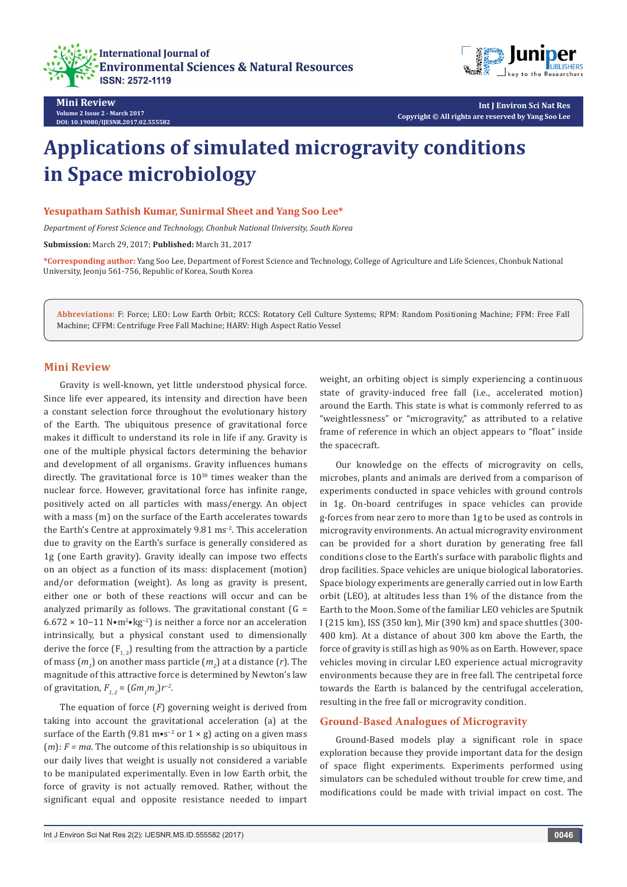# Applications of simulated microgravity conditions in Space microbiology

**Yesupatham Sathish Kumar, Sunirmal Sheet and Yang Soo Lee***

*Department of Forest Science and Technology, Chonbuk National University, South Korea*

**Submission:** March 29, 2017; **Published:** March 31, 2017

**\*Corresponding author:** Yang Soo Lee, Department of Forest Science and Technology, College of Agriculture and Life Sciences, Chonbuk National University, Jeonju 561-756, Republic of Korea, South Korea

**Abbreviations:** F: Force; LEO: Low Earth Orbit; RCCS: Rotatory Cell Culture Systems; RPM: Random Positioning Machine; FFM: Free Fall Machine; CFFM: Centrifuge Free Fall Machine; HARV: High Aspect Ratio Vessel

## Mini Review

Gravity is well-known, yet little understood physical force. Since life ever appeared, its intensity and direction have been a constant selection force throughout the evolutionary history of the Earth. The ubiquitous presence of gravitational force makes it difficult to understand its role in life if any. Gravity is one of the multiple physical factors determining the behavior and development of all organisms. Gravity influences humans directly. The gravitational force is $10^{38}$ times weaker than the nuclear force. However, gravitational force has infinite range, positively acted on all particles with mass/energy. An object with a mass (m) on the surface of the Earth accelerates towards the Earth's Centre at approximately 9.81 $ms^{-2}$. This acceleration due to gravity on the Earth's surface is generally considered as 1g (one Earth gravity). Gravity ideally can impose two effects on an object as a function of its mass: displacement (motion) and/or deformation (weight). As long as gravity is present, either one or both of these reactions will occur and can be analyzed primarily as follows. The gravitational constant ($G = 6.672 \times 10{-}11\ N{\bullet}m^2{\bullet}kg^{-2}$) is neither a force nor an acceleration intrinsically, but a physical constant used to dimensionally derive the force ($F_{1,2}$) resulting from the attraction by a particle of mass ($m_1$) on another mass particle ($m_2$) at a distance ($r$). The magnitude of this attractive force is determined by Newton's law of gravitation, $F_{1,2} = (Gm_1m_2)r^{-2}$.

The equation of force ($F$) governing weight is derived from taking into account the gravitational acceleration (a) at the surface of the Earth (9.81 $m{\bullet}s^{-2}$ or $1 \times g$) acting on a given mass ($m$): $F = ma$. The outcome of this relationship is so ubiquitous in our daily lives that weight is usually not considered a variable to be manipulated experimentally. Even in low Earth orbit, the force of gravity is not actually removed. Rather, without the significant equal and opposite resistance needed to impart weight, an orbiting object is simply experiencing a continuous state of gravity-induced free fall (i.e., accelerated motion) around the Earth. This state is what is commonly referred to as "weightlessness" or "microgravity," as attributed to a relative frame of reference in which an object appears to "float" inside the spacecraft.

Our knowledge on the effects of microgravity on cells, microbes, plants and animals are derived from a comparison of experiments conducted in space vehicles with ground controls in 1g. On-board centrifuges in space vehicles can provide g-forces from near zero to more than 1g to be used as controls in microgravity environments. An actual microgravity environment can be provided for a short duration by generating free fall conditions close to the Earth's surface with parabolic flights and drop facilities. Space vehicles are unique biological laboratories. Space biology experiments are generally carried out in low Earth orbit (LEO), at altitudes less than 1% of the distance from the Earth to the Moon. Some of the familiar LEO vehicles are Sputnik I (215 km), ISS (350 km), Mir (390 km) and space shuttles (300-400 km). At a distance of about 300 km above the Earth, the force of gravity is still as high as 90% as on Earth. However, space vehicles moving in circular LEO experience actual microgravity environments because they are in free fall. The centripetal force towards the Earth is balanced by the centrifugal acceleration, resulting in the free fall or microgravity condition.

## Ground-Based Analogues of Microgravity

Ground-Based models play a significant role in space exploration because they provide important data for the design of space flight experiments. Experiments performed using simulators can be scheduled without trouble for crew time, and modifications could be made with trivial impact on cost. The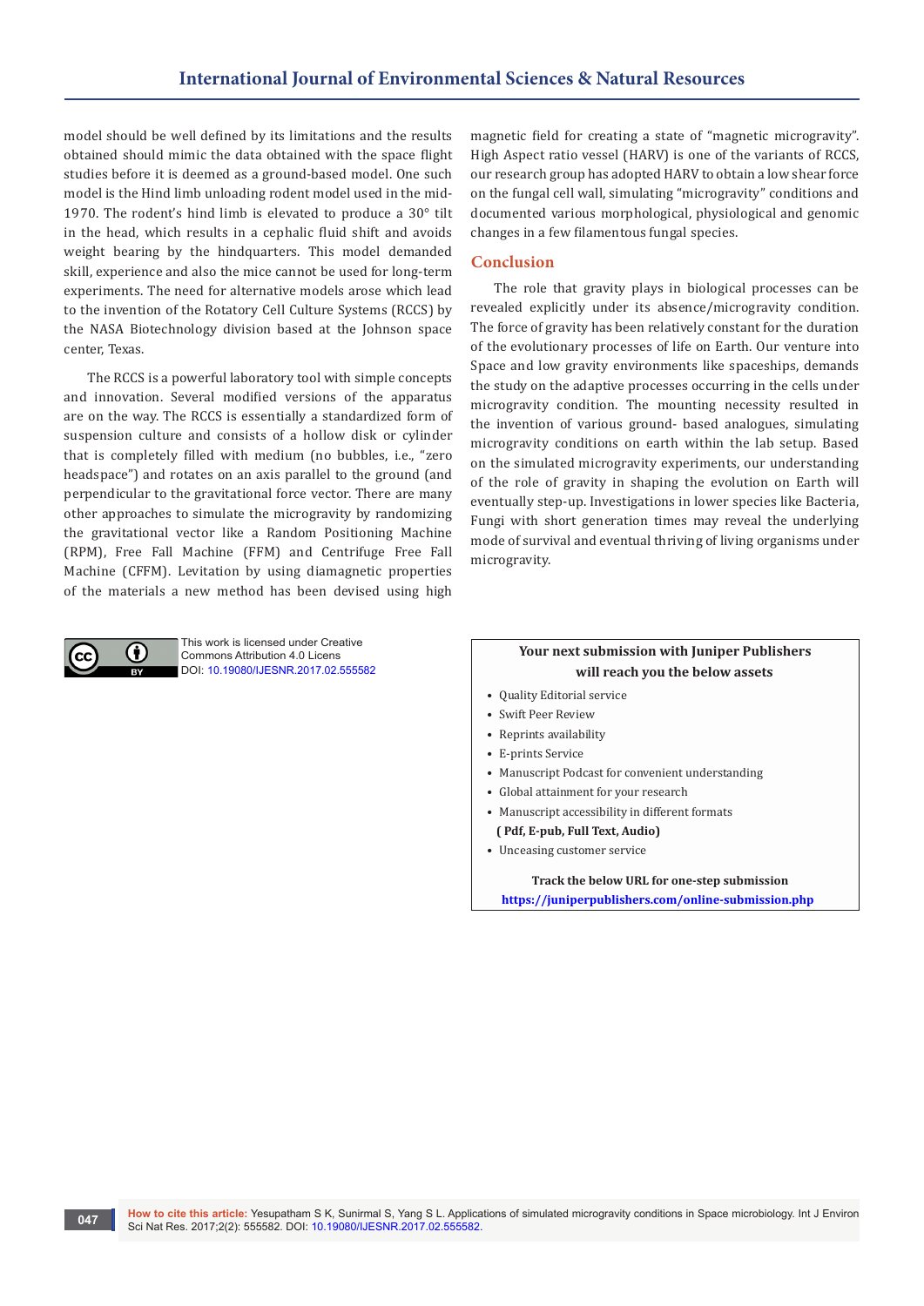model should be well defined by its limitations and the results obtained should mimic the data obtained with the space flight studies before it is deemed as a ground-based model. One such model is the Hind limb unloading rodent model used in the mid-1970. The rodent's hind limb is elevated to produce a 30° tilt in the head, which results in a cephalic fluid shift and avoids weight bearing by the hindquarters. This model demanded skill, experience and also the mice cannot be used for long-term experiments. The need for alternative models arose which lead to the invention of the Rotatory Cell Culture Systems (RCCS) by the NASA Biotechnology division based at the Johnson space center, Texas.

The RCCS is a powerful laboratory tool with simple concepts and innovation. Several modified versions of the apparatus are on the way. The RCCS is essentially a standardized form of suspension culture and consists of a hollow disk or cylinder that is completely filled with medium (no bubbles, i.e., "zero headspace") and rotates on an axis parallel to the ground (and perpendicular to the gravitational force vector. There are many other approaches to simulate the microgravity by randomizing the gravitational vector like a Random Positioning Machine (RPM), Free Fall Machine (FFM) and Centrifuge Free Fall Machine (CFFM). Levitation by using diamagnetic properties of the materials a new method has been devised using high magnetic field for creating a state of "magnetic microgravity". High Aspect ratio vessel (HARV) is one of the variants of RCCS, our research group has adopted HARV to obtain a low shear force on the fungal cell wall, simulating "microgravity" conditions and documented various morphological, physiological and genomic changes in a few filamentous fungal species.

## Conclusion

The role that gravity plays in biological processes can be revealed explicitly under its absence/microgravity condition. The force of gravity has been relatively constant for the duration of the evolutionary processes of life on Earth. Our venture into Space and low gravity environments like spaceships, demands the study on the adaptive processes occurring in the cells under microgravity condition. The mounting necessity resulted in the invention of various ground- based analogues, simulating microgravity conditions on earth within the lab setup. Based on the simulated microgravity experiments, our understanding of the role of gravity in shaping the evolution on Earth will eventually step-up. Investigations in lower species like Bacteria, Fungi with short generation times may reveal the underlying mode of survival and eventual thriving of living organisms under microgravity.

This work is licensed under Creative Commons Attribution 4.0 Licens
DOI: 10.19080/IJESNR.2017.02.555582

**Your next submission with Juniper Publishers will reach you the below assets**

- Quality Editorial service
- Swift Peer Review
- Reprints availability
- E-prints Service
- Manuscript Podcast for convenient understanding
- Global attainment for your research
- Manuscript accessibility in different formats
  **( Pdf, E-pub, Full Text, Audio)**
- Unceasing customer service

**Track the below URL for one-step submission**
**https://juniperpublishers.com/online-submission.php**

**How to cite this article:** Yesupatham S K, Sunirmal S, Yang S L. Applications of simulated microgravity conditions in Space microbiology. Int J Environ Sci Nat Res. 2017;2(2): 555582. DOI: 10.19080/IJESNR.2017.02.555582.